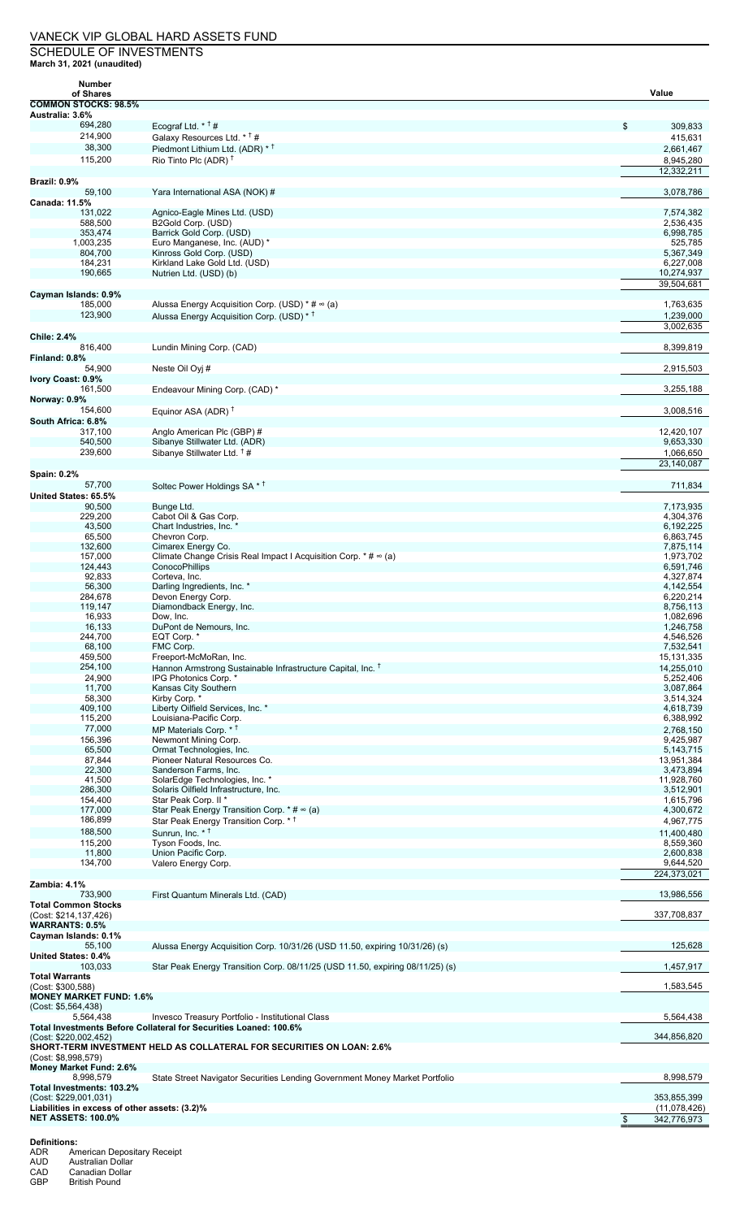# VANECK VIP GLOBAL HARD ASSETS FUND

## SCHEDULE OF INVESTMENTS

**March 31, 2021 (unaudited)**

| Number of Shares | | Value |
|---|---|---|
| **COMMON STOCKS: 98.5%** | | |
| **Australia: 3.6%** | | |
| 694,280 | Ecograf Ltd. * † # | $ 309,833 |
| 214,900 | Galaxy Resources Ltd. * † # | 415,631 |
| 38,300 | Piedmont Lithium Ltd. (ADR) * † | 2,661,467 |
| 115,200 | Rio Tinto Plc (ADR) † | 8,945,280 |
| | | 12,332,211 |
| **Brazil: 0.9%** | | |
| 59,100 | Yara International ASA (NOK) # | 3,078,786 |
| **Canada: 11.5%** | | |
| 131,022 | Agnico-Eagle Mines Ltd. (USD) | 7,574,382 |
| 588,500 | B2Gold Corp. (USD) | 2,536,435 |
| 353,474 | Barrick Gold Corp. (USD) | 6,998,785 |
| 1,003,235 | Euro Manganese, Inc. (AUD) * | 525,785 |
| 804,700 | Kinross Gold Corp. (USD) | 5,367,349 |
| 184,231 | Kirkland Lake Gold Ltd. (USD) | 6,227,008 |
| 190,665 | Nutrien Ltd. (USD) (b) | 10,274,937 |
| | | 39,504,681 |
| **Cayman Islands: 0.9%** | | |
| 185,000 | Alussa Energy Acquisition Corp. (USD) * # ∞ (a) | 1,763,635 |
| 123,900 | Alussa Energy Acquisition Corp. (USD) * † | 1,239,000 |
| | | 3,002,635 |
| **Chile: 2.4%** | | |
| 816,400 | Lundin Mining Corp. (CAD) | 8,399,819 |
| **Finland: 0.8%** | | |
| 54,900 | Neste Oil Oyj # | 2,915,503 |
| **Ivory Coast: 0.9%** | | |
| 161,500 | Endeavour Mining Corp. (CAD) * | 3,255,188 |
| **Norway: 0.9%** | | |
| 154,600 | Equinor ASA (ADR) † | 3,008,516 |
| **South Africa: 6.8%** | | |
| 317,100 | Anglo American Plc (GBP) # | 12,420,107 |
| 540,500 | Sibanye Stillwater Ltd. (ADR) | 9,653,330 |
| 239,600 | Sibanye Stillwater Ltd. † # | 1,066,650 |
| | | 23,140,087 |
| **Spain: 0.2%** | | |
| 57,700 | Soltec Power Holdings SA * † | 711,834 |
| **United States: 65.5%** | | |
| 90,500 | Bunge Ltd. | 7,173,935 |
| 229,200 | Cabot Oil & Gas Corp. | 4,304,376 |
| 43,500 | Chart Industries, Inc. * | 6,192,225 |
| 65,500 | Chevron Corp. | 6,863,745 |
| 132,600 | Cimarex Energy Co. | 7,875,114 |
| 157,000 | Climate Change Crisis Real Impact I Acquisition Corp. * # ∞ (a) | 1,973,702 |
| 124,443 | ConocoPhillips | 6,591,746 |
| 92,833 | Corteva, Inc. | 4,327,874 |
| 56,300 | Darling Ingredients, Inc. * | 4,142,554 |
| 284,678 | Devon Energy Corp. | 6,220,214 |
| 119,147 | Diamondback Energy, Inc. | 8,756,113 |
| 16,933 | Dow, Inc. | 1,082,696 |
| 16,133 | DuPont de Nemours, Inc. | 1,246,758 |
| 244,700 | EQT Corp. * | 4,546,526 |
| 68,100 | FMC Corp. | 7,532,541 |
| 459,500 | Freeport-McMoRan, Inc. | 15,131,335 |
| 254,100 | Hannon Armstrong Sustainable Infrastructure Capital, Inc. † | 14,255,010 |
| 24,900 | IPG Photonics Corp. * | 5,252,406 |
| 11,700 | Kansas City Southern | 3,087,864 |
| 58,300 | Kirby Corp. * | 3,514,324 |
| 409,100 | Liberty Oilfield Services, Inc. * | 4,618,739 |
| 115,200 | Louisiana-Pacific Corp. | 6,388,992 |
| 77,000 | MP Materials Corp. * † | 2,768,150 |
| 156,396 | Newmont Mining Corp. | 9,425,987 |
| 65,500 | Ormat Technologies, Inc. | 5,143,715 |
| 87,844 | Pioneer Natural Resources Co. | 13,951,384 |
| 22,300 | Sanderson Farms, Inc. | 3,473,894 |
| 41,500 | SolarEdge Technologies, Inc. * | 11,928,760 |
| 286,300 | Solaris Oilfield Infrastructure, Inc. | 3,512,901 |
| 154,400 | Star Peak Corp. II * | 1,615,796 |
| 177,000 | Star Peak Energy Transition Corp. * # ∞ (a) | 4,300,672 |
| 186,899 | Star Peak Energy Transition Corp. * † | 4,967,775 |
| 188,500 | Sunrun, Inc. * † | 11,400,480 |
| 115,200 | Tyson Foods, Inc. | 8,559,360 |
| 11,800 | Union Pacific Corp. | 2,600,838 |
| 134,700 | Valero Energy Corp. | 9,644,520 |
| | | 224,373,021 |
| **Zambia: 4.1%** | | |
| 733,900 | First Quantum Minerals Ltd. (CAD) | 13,986,556 |
| **Total Common Stocks** (Cost: $214,137,426) | | 337,708,837 |
| **WARRANTS: 0.5%** | | |
| **Cayman Islands: 0.1%** | | |
| 55,100 | Alussa Energy Acquisition Corp. 10/31/26 (USD 11.50, expiring 10/31/26) (s) | 125,628 |
| **United States: 0.4%** | | |
| 103,033 | Star Peak Energy Transition Corp. 08/11/25 (USD 11.50, expiring 08/11/25) (s) | 1,457,917 |
| **Total Warrants** (Cost: $300,588) | | 1,583,545 |
| **MONEY MARKET FUND: 1.6%** (Cost: $5,564,438) | | |
| 5,564,438 | Invesco Treasury Portfolio - Institutional Class | 5,564,438 |
| **Total Investments Before Collateral for Securities Loaned: 100.6%** (Cost: $220,002,452) | | 344,856,820 |
| **SHORT-TERM INVESTMENT HELD AS COLLATERAL FOR SECURITIES ON LOAN: 2.6%** (Cost: $8,998,579) | | |
| **Money Market Fund: 2.6%** | | |
| 8,998,579 | State Street Navigator Securities Lending Government Money Market Portfolio | 8,998,579 |
| **Total Investments: 103.2%** (Cost: $229,001,031) | | 353,855,399 |
| **Liabilities in excess of other assets: (3.2)%** | | (11,078,426) |
| **NET ASSETS: 100.0%** | | $ 342,776,973 |

**Definitions:**

- ADR American Depositary Receipt
- AUD Australian Dollar
- CAD Canadian Dollar
- GBP British Pound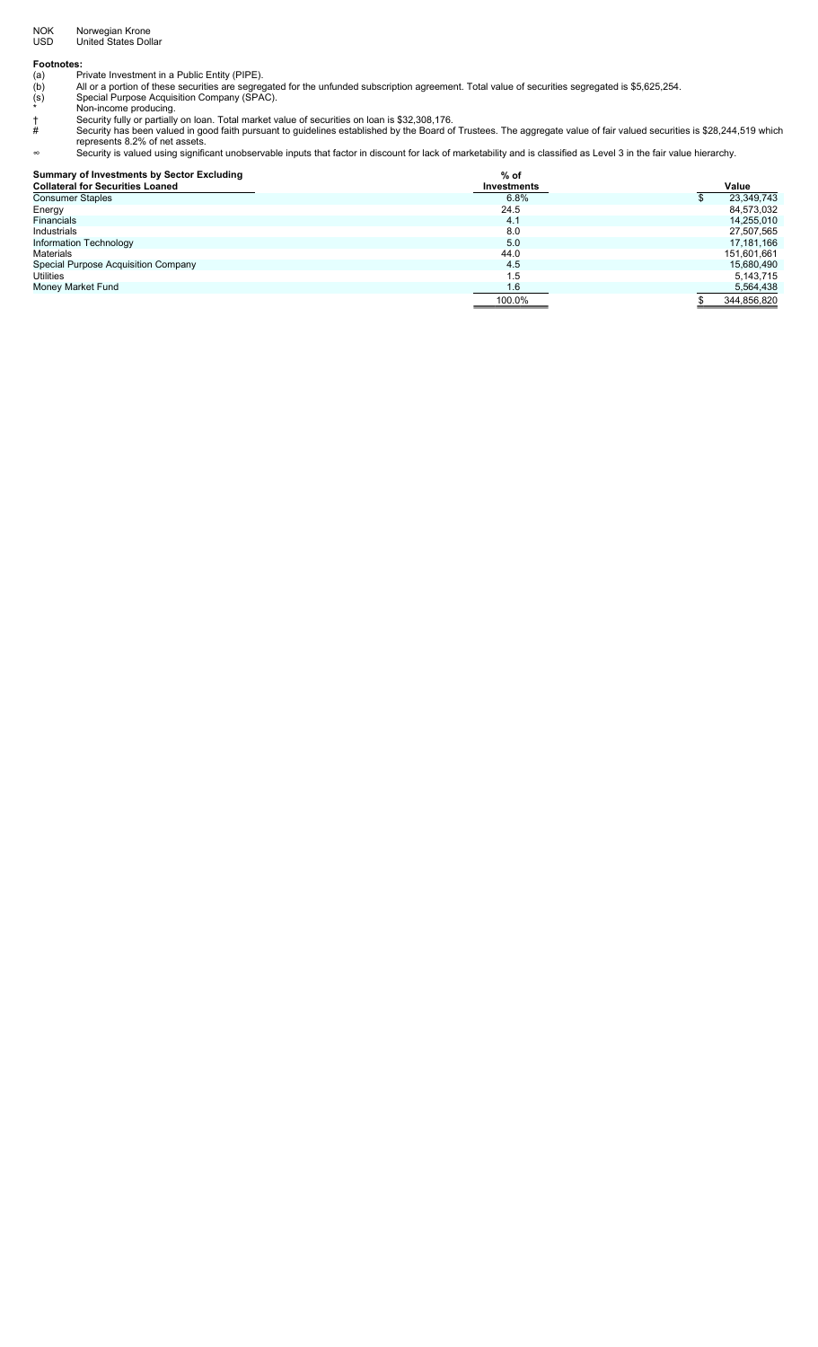| | |
|---|---|
| NOK | Norwegian Krone |
| USD | United States Dollar |

**Footnotes:**

| | |
|---|---|
| (a) | Private Investment in a Public Entity (PIPE). |
| (b) | All or a portion of these securities are segregated for the unfunded subscription agreement. Total value of securities segregated is $5,625,254. |
| (s) | Special Purpose Acquisition Company (SPAC). |
| * | Non-income producing. |
| † | Security fully or partially on loan. Total market value of securities on loan is $32,308,176. |
| # | Security has been valued in good faith pursuant to guidelines established by the Board of Trustees. The aggregate value of fair valued securities is $28,244,519 which represents 8.2% of net assets. |
| ∞ | Security is valued using significant unobservable inputs that factor in discount for lack of marketability and is classified as Level 3 in the fair value hierarchy. |

| Summary of Investments by Sector Excluding Collateral for Securities Loaned | % of Investments | Value |
|---|---|---|
| Consumer Staples | 6.8% | $ 23,349,743 |
| Energy | 24.5 | 84,573,032 |
| Financials | 4.1 | 14,255,010 |
| Industrials | 8.0 | 27,507,565 |
| Information Technology | 5.0 | 17,181,166 |
| Materials | 44.0 | 151,601,661 |
| Special Purpose Acquisition Company | 4.5 | 15,680,490 |
| Utilities | 1.5 | 5,143,715 |
| Money Market Fund | 1.6 | 5,564,438 |
| | 100.0% | $ 344,856,820 |